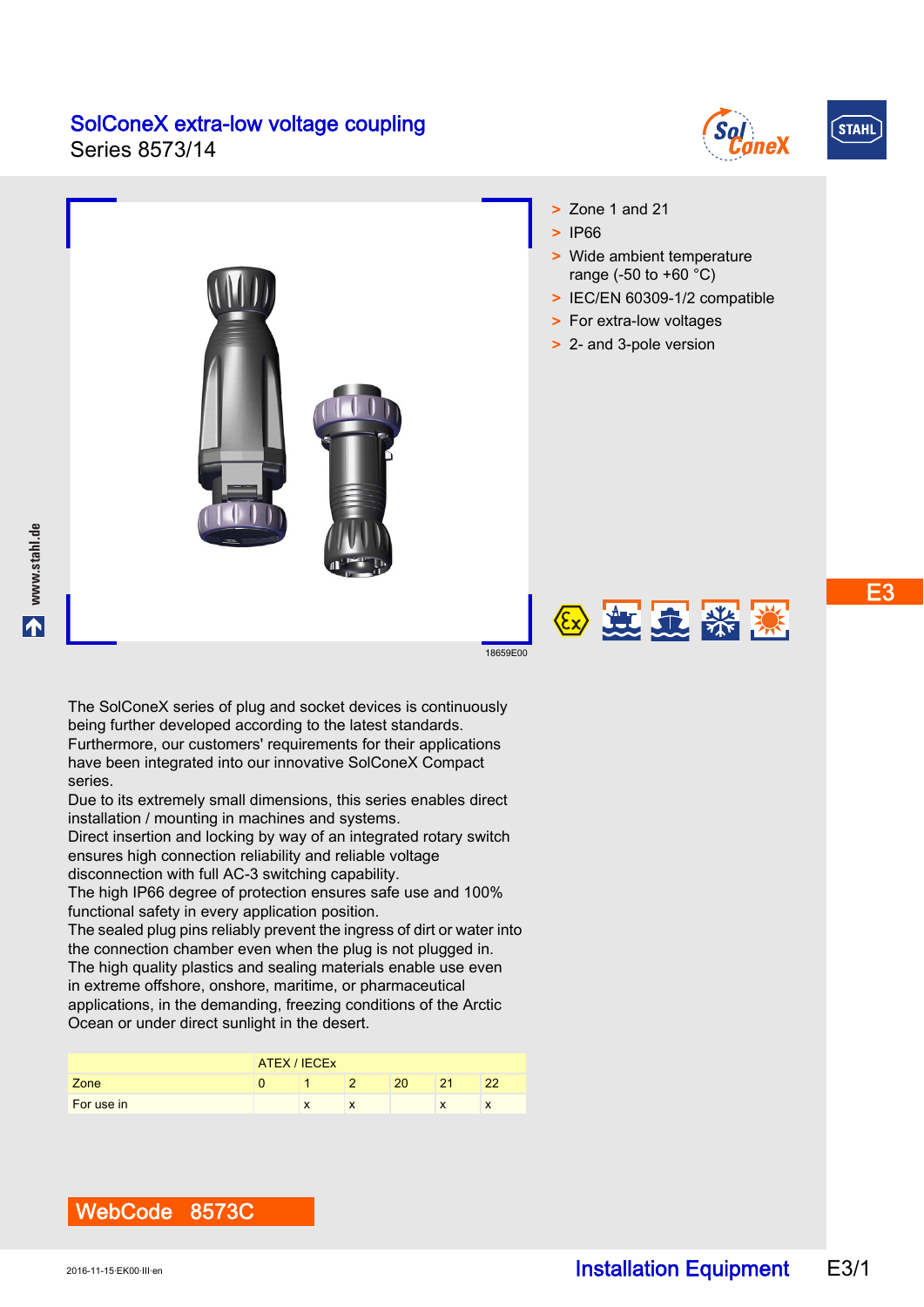# SolConeX extra-low voltage coupling

Series 8573/14

18659E00

- Zone 1 and 21
- IP66
- Wide ambient temperature range (-50 to +60 °C)
- IEC/EN 60309-1/2 compatible
- For extra-low voltages
- 2- and 3-pole version

The SolConeX series of plug and socket devices is continuously being further developed according to the latest standards. Furthermore, our customers' requirements for their applications have been integrated into our innovative SolConeX Compact series.
Due to its extremely small dimensions, this series enables direct installation / mounting in machines and systems.
Direct insertion and locking by way of an integrated rotary switch ensures high connection reliability and reliable voltage disconnection with full AC-3 switching capability.
The high IP66 degree of protection ensures safe use and 100% functional safety in every application position.
The sealed plug pins reliably prevent the ingress of dirt or water into the connection chamber even when the plug is not plugged in.
The high quality plastics and sealing materials enable use even in extreme offshore, onshore, maritime, or pharmaceutical applications, in the demanding, freezing conditions of the Arctic Ocean or under direct sunlight in the desert.

| | ATEX / IECEx | | | | | |
|---|---|---|---|---|---|---|
| Zone | 0 | 1 | 2 | 20 | 21 | 22 |
| For use in | | x | x | | x | x |

**WebCode 8573C**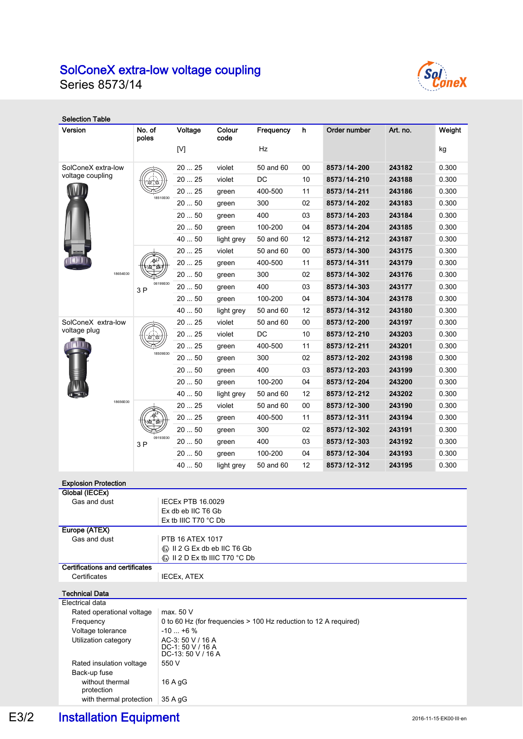# SolConeX extra-low voltage coupling

Series 8573/14

## Selection Table

| Version | No. of poles | Voltage [V] | Colour code | Frequency Hz | h | Order number | Art. no. | Weight kg |
|---|---|---|---|---|---|---|---|---|
| SolConeX extra-low voltage coupling | | 20 ... 25 | violet | 50 and 60 | 00 | **8573/14-200** | **243182** | 0.300 |
| | | 20 ... 25 | violet | DC | 10 | **8573/14-210** | **243188** | 0.300 |
| | | 20 ... 25 | green | 400-500 | 11 | **8573/14-211** | **243186** | 0.300 |
| | | 20 ... 50 | green | 300 | 02 | **8573/14-202** | **243183** | 0.300 |
| | | 20 ... 50 | green | 400 | 03 | **8573/14-203** | **243184** | 0.300 |
| | | 20 ... 50 | green | 100-200 | 04 | **8573/14-204** | **243185** | 0.300 |
| | | 40 ... 50 | light grey | 50 and 60 | 12 | **8573/14-212** | **243187** | 0.300 |
| | 3 P | 20 ... 25 | violet | 50 and 60 | 00 | **8573/14-300** | **243175** | 0.300 |
| | | 20 ... 25 | green | 400-500 | 11 | **8573/14-311** | **243179** | 0.300 |
| | | 20 ... 50 | green | 300 | 02 | **8573/14-302** | **243176** | 0.300 |
| | | 20 ... 50 | green | 400 | 03 | **8573/14-303** | **243177** | 0.300 |
| | | 20 ... 50 | green | 100-200 | 04 | **8573/14-304** | **243178** | 0.300 |
| | | 40 ... 50 | light grey | 50 and 60 | 12 | **8573/14-312** | **243180** | 0.300 |
| SolConeX extra-low voltage plug | | 20 ... 25 | violet | 50 and 60 | 00 | **8573/12-200** | **243197** | 0.300 |
| | | 20 ... 25 | violet | DC | 10 | **8573/12-210** | **243203** | 0.300 |
| | | 20 ... 25 | green | 400-500 | 11 | **8573/12-211** | **243201** | 0.300 |
| | | 20 ... 50 | green | 300 | 02 | **8573/12-202** | **243198** | 0.300 |
| | | 20 ... 50 | green | 400 | 03 | **8573/12-203** | **243199** | 0.300 |
| | | 20 ... 50 | green | 100-200 | 04 | **8573/12-204** | **243200** | 0.300 |
| | | 40 ... 50 | light grey | 50 and 60 | 12 | **8573/12-212** | **243202** | 0.300 |
| | 3 P | 20 ... 25 | violet | 50 and 60 | 00 | **8573/12-300** | **243190** | 0.300 |
| | | 20 ... 25 | green | 400-500 | 11 | **8573/12-311** | **243194** | 0.300 |
| | | 20 ... 50 | green | 300 | 02 | **8573/12-302** | **243191** | 0.300 |
| | | 20 ... 50 | green | 400 | 03 | **8573/12-303** | **243192** | 0.300 |
| | | 20 ... 50 | green | 100-200 | 04 | **8573/12-304** | **243193** | 0.300 |
| | | 40 ... 50 | light grey | 50 and 60 | 12 | **8573/12-312** | **243195** | 0.300 |

## Explosion Protection

| | |
|---|---|
| **Global (IECEx)** | |
| Gas and dust | IECEx PTB 16.0029<br>Ex db eb IIC T6 Gb<br>Ex tb IIIC T70 °C Db |
| **Europe (ATEX)** | |
| Gas and dust | PTB 16 ATEX 1017<br>Ex II 2 G Ex db eb IIC T6 Gb<br>Ex II 2 D Ex tb IIIC T70 °C Db |
| **Certifications and certificates** | |
| Certificates | IECEx, ATEX |

## Technical Data

| | |
|---|---|
| Electrical data | |
| Rated operational voltage | max. 50 V |
| Frequency | 0 to 60 Hz (for frequencies > 100 Hz reduction to 12 A required) |
| Voltage tolerance | -10 ... +6 % |
| Utilization category | AC-3: 50 V / 16 A<br>DC-1: 50 V / 16 A<br>DC-13: 50 V / 16 A |
| Rated insulation voltage | 550 V |
| Back-up fuse | |
| without thermal protection | 16 A gG |
| with thermal protection | 35 A gG |

Installation Equipment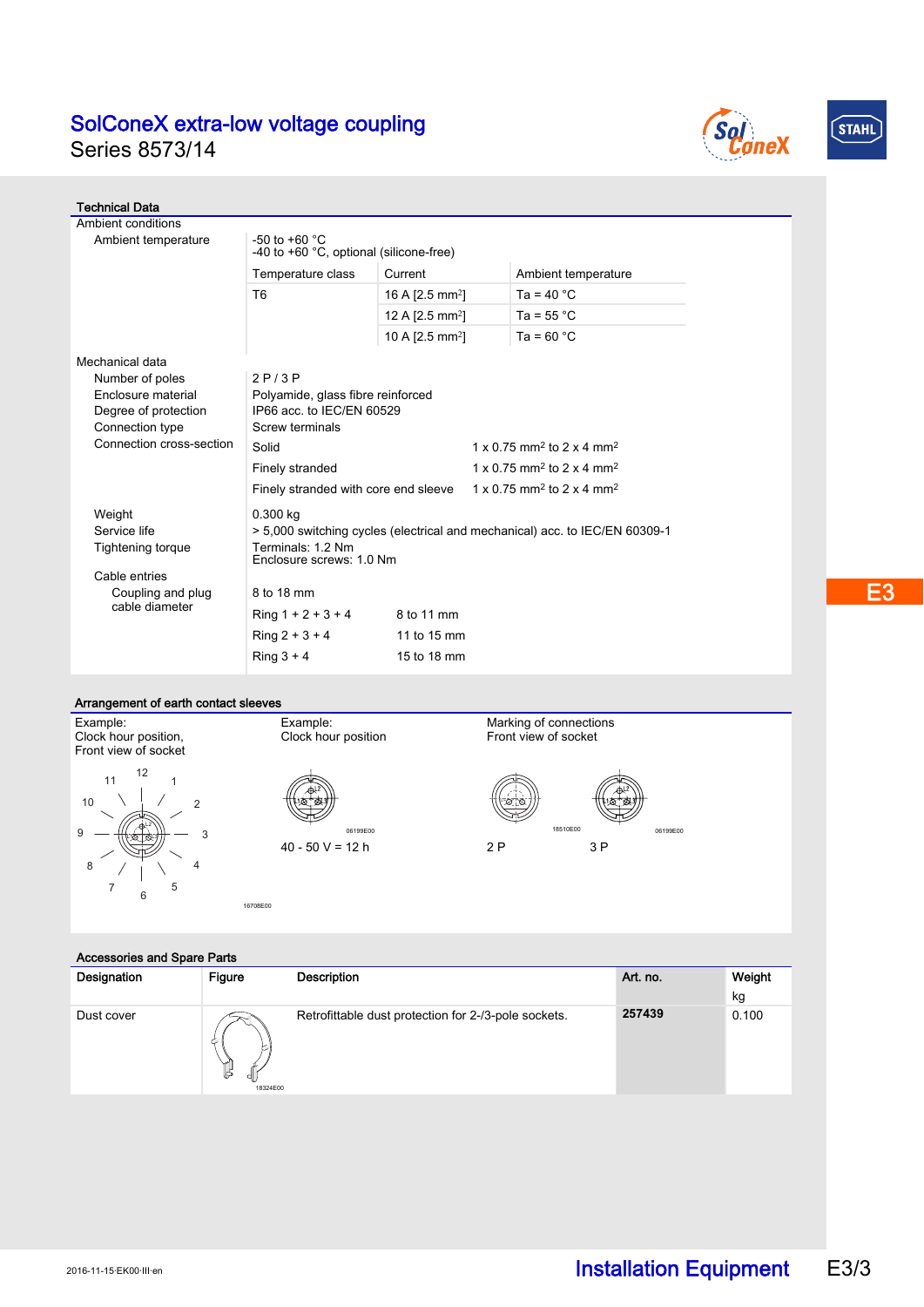# SolConeX extra-low voltage coupling

Series 8573/14

## Technical Data

| | | | |
|---|---|---|---|
| **Ambient conditions** | | | |
| Ambient temperature | -50 to +60 °C<br>-40 to +60 °C, optional (silicone-free) | | |
| | Temperature class | Current | Ambient temperature |
| | T6 | 16 A [2.5 mm²] | Ta = 40 °C |
| | | 12 A [2.5 mm²] | Ta = 55 °C |
| | | 10 A [2.5 mm²] | Ta = 60 °C |
| **Mechanical data** | | | |
| Number of poles | 2 P / 3 P | | |
| Enclosure material | Polyamide, glass fibre reinforced | | |
| Degree of protection | IP66 acc. to IEC/EN 60529 | | |
| Connection type | Screw terminals | | |
| Connection cross-section | Solid | 1 x 0.75 mm² to 2 x 4 mm² | |
| | Finely stranded | 1 x 0.75 mm² to 2 x 4 mm² | |
| | Finely stranded with core end sleeve | 1 x 0.75 mm² to 2 x 4 mm² | |
| Weight | 0.300 kg | | |
| Service life | > 5,000 switching cycles (electrical and mechanical) acc. to IEC/EN 60309-1 | | |
| Tightening torque | Terminals: 1.2 Nm<br>Enclosure screws: 1.0 Nm | | |
| Cable entries | | | |
| Coupling and plug cable diameter | 8 to 18 mm | | |
| | Ring 1 + 2 + 3 + 4 | 8 to 11 mm | |
| | Ring 2 + 3 + 4 | 11 to 15 mm | |
| | Ring 3 + 4 | 15 to 18 mm | |

## Arrangement of earth contact sleeves

Example:
Clock hour position,
Front view of socket

16708E00

Example:
Clock hour position

06199E00

40 - 50 V = 12 h

Marking of connections
Front view of socket

18510E00 06199E00

2 P 3 P

## Accessories and Spare Parts

| Designation | Figure | Description | Art. no. | Weight kg |
|---|---|---|---|---|
| Dust cover | 18324E00 | Retrofittable dust protection for 2-/3-pole sockets. | **257439** | 0.100 |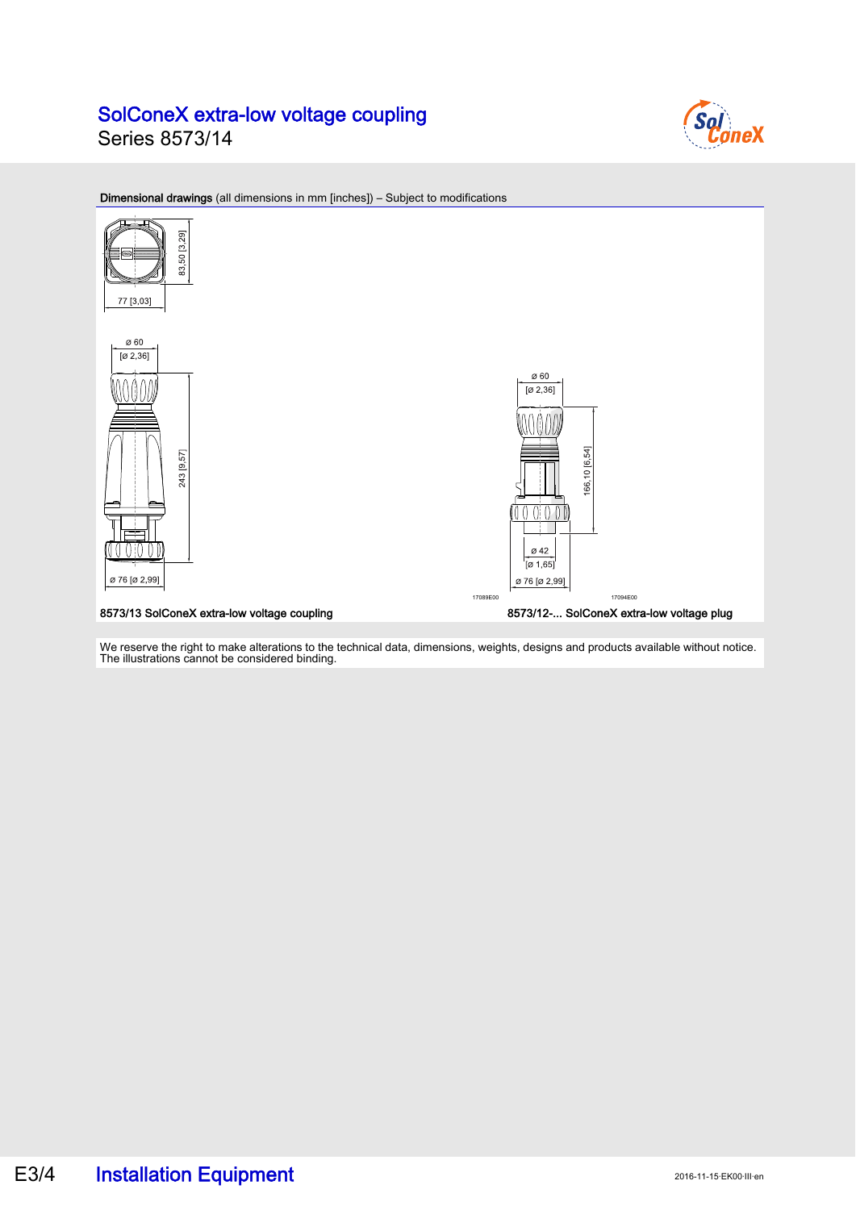# SolConeX extra-low voltage coupling

Series 8573/14

**Dimensional drawings** (all dimensions in mm [inches]) – Subject to modifications

83,50 [3,29]
77 [3,03]

ø 60
[ø 2,36]
243 [9,57]
ø 76 [ø 2,99]

17089E00

**8573/13 SolConeX extra-low voltage coupling**

ø 60
[ø 2,36]
166,10 [6,54]
ø 42
[ø 1,65]
ø 76 [ø 2,99]

17094E00

**8573/12-... SolConeX extra-low voltage plug**

We reserve the right to make alterations to the technical data, dimensions, weights, designs and products available without notice. The illustrations cannot be considered binding.